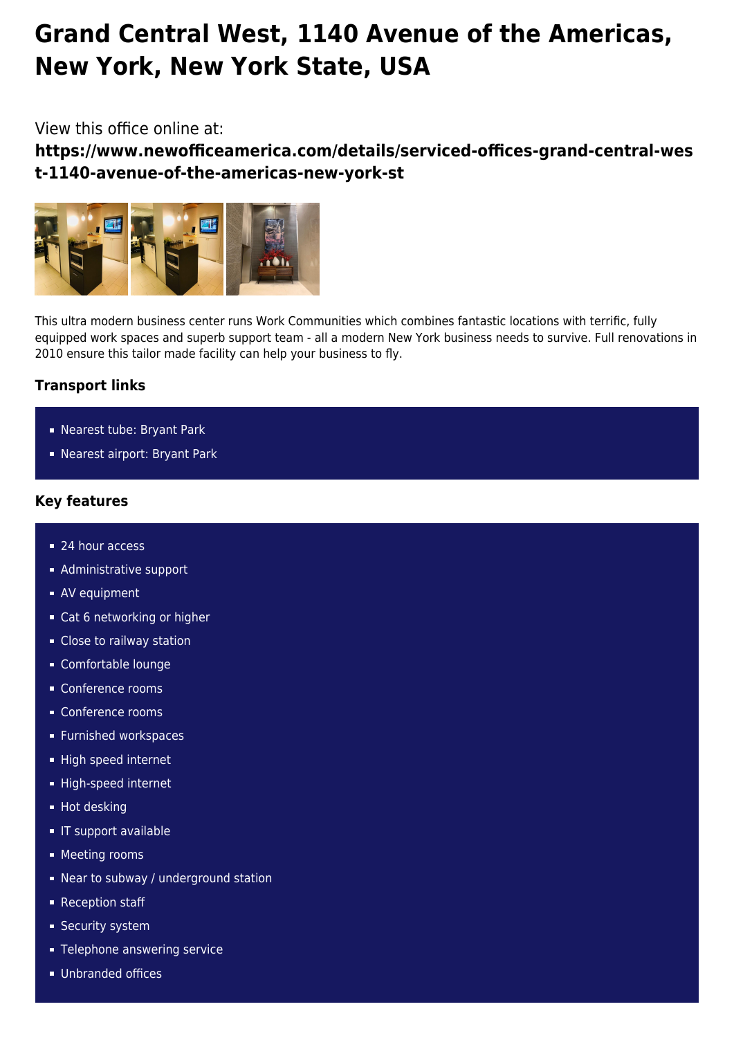# Grand Central West, 1140 Avenue of the Americas, New York, New York State, USA

View this office online at:

**https://www.newofficeamerica.com/details/serviced-offices-grand-central-west-1140-avenue-of-the-americas-new-york-st**

This ultra modern business center runs Work Communities which combines fantastic locations with terrific, fully equipped work spaces and superb support team - all a modern New York business needs to survive. Full renovations in 2010 ensure this tailor made facility can help your business to fly.

### Transport links

- Nearest tube: Bryant Park
- Nearest airport: Bryant Park

### Key features

- 24 hour access
- Administrative support
- AV equipment
- Cat 6 networking or higher
- Close to railway station
- Comfortable lounge
- Conference rooms
- Conference rooms
- Furnished workspaces
- High speed internet
- High-speed internet
- Hot desking
- IT support available
- Meeting rooms
- Near to subway / underground station
- Reception staff
- Security system
- Telephone answering service
- Unbranded offices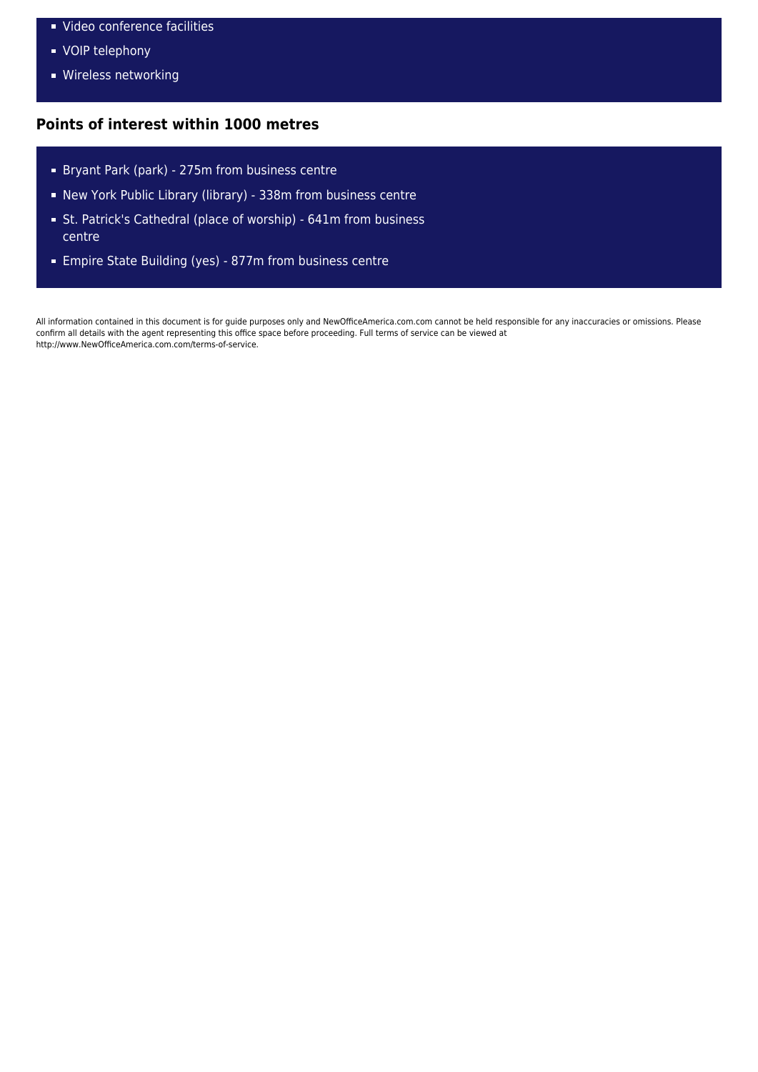- Video conference facilities
- VOIP telephony
- Wireless networking

## Points of interest within 1000 metres

- Bryant Park (park) - 275m from business centre
- New York Public Library (library) - 338m from business centre
- St. Patrick's Cathedral (place of worship) - 641m from business centre
- Empire State Building (yes) - 877m from business centre

All information contained in this document is for guide purposes only and NewOfficeAmerica.com.com cannot be held responsible for any inaccuracies or omissions. Please confirm all details with the agent representing this office space before proceeding. Full terms of service can be viewed at http://www.NewOfficeAmerica.com.com/terms-of-service.